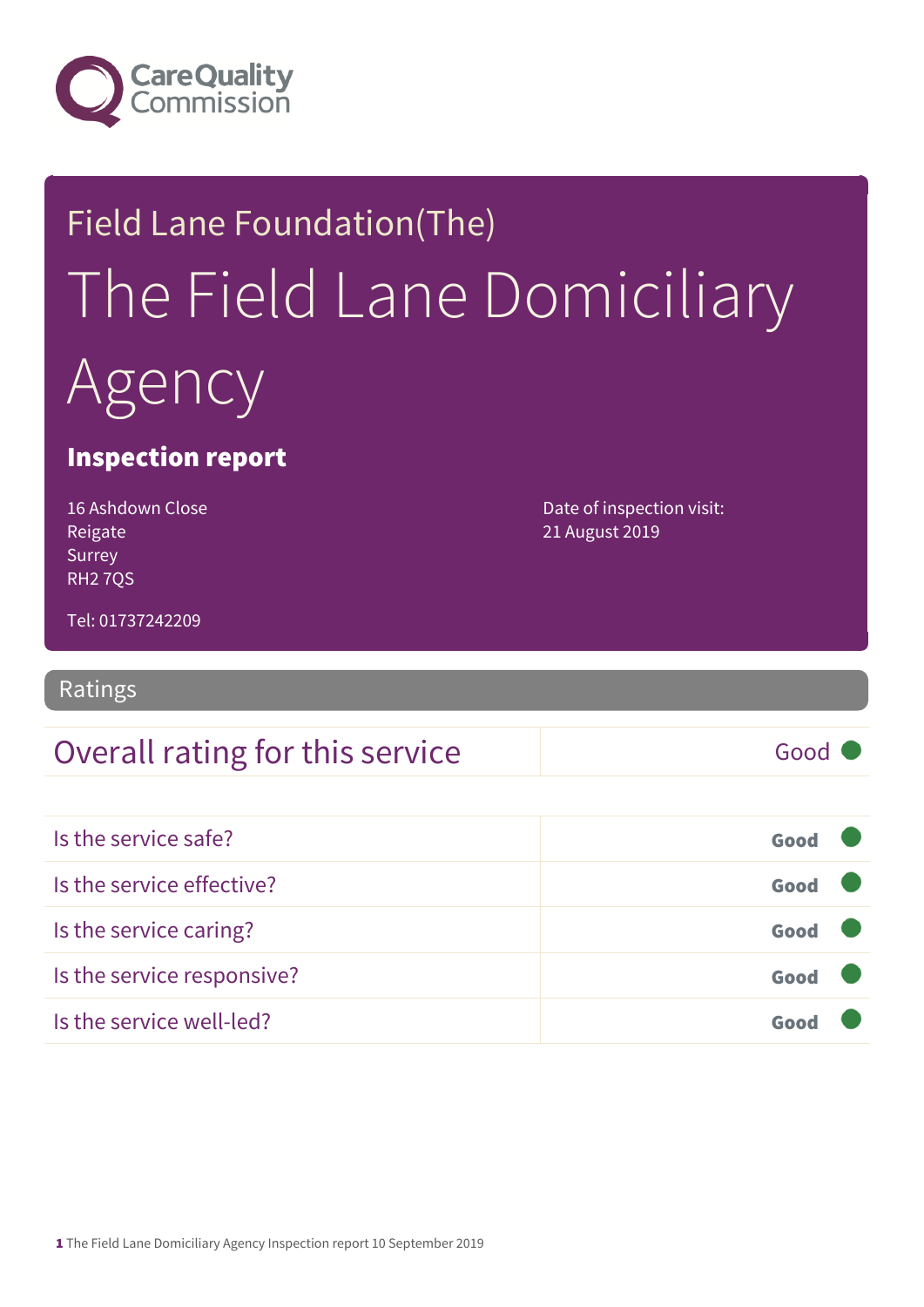Care Quality Commission

# Field Lane Foundation(The)

# The Field Lane Domiciliary Agency

## Inspection report

16 Ashdown Close
Reigate
Surrey
RH2 7QS

Tel: 01737242209

Date of inspection visit:
21 August 2019

## Ratings

| Overall rating for this service | Good |
|---|---|

| | |
|---|---|
| Is the service safe? | Good |
| Is the service effective? | Good |
| Is the service caring? | Good |
| Is the service responsive? | Good |
| Is the service well-led? | Good |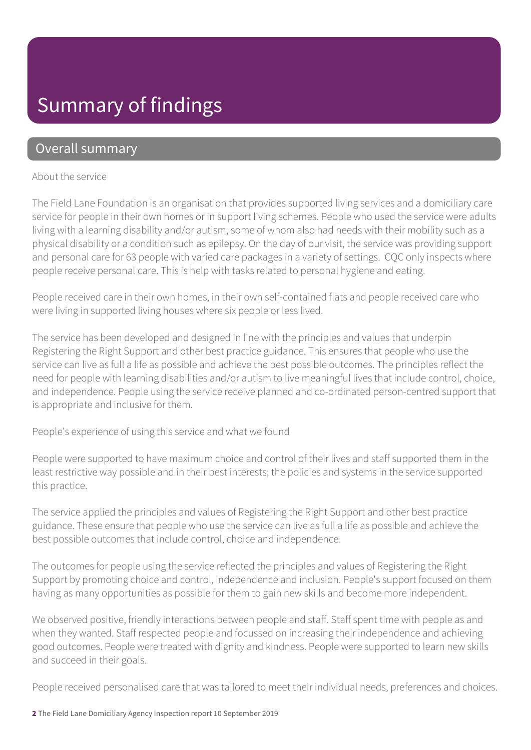# Summary of findings

## Overall summary

About the service

The Field Lane Foundation is an organisation that provides supported living services and a domiciliary care service for people in their own homes or in support living schemes. People who used the service were adults living with a learning disability and/or autism, some of whom also had needs with their mobility such as a physical disability or a condition such as epilepsy. On the day of our visit, the service was providing support and personal care for 63 people with varied care packages in a variety of settings. CQC only inspects where people receive personal care. This is help with tasks related to personal hygiene and eating.

People received care in their own homes, in their own self-contained flats and people received care who were living in supported living houses where six people or less lived.

The service has been developed and designed in line with the principles and values that underpin Registering the Right Support and other best practice guidance. This ensures that people who use the service can live as full a life as possible and achieve the best possible outcomes. The principles reflect the need for people with learning disabilities and/or autism to live meaningful lives that include control, choice, and independence. People using the service receive planned and co-ordinated person-centred support that is appropriate and inclusive for them.

People's experience of using this service and what we found

People were supported to have maximum choice and control of their lives and staff supported them in the least restrictive way possible and in their best interests; the policies and systems in the service supported this practice.

The service applied the principles and values of Registering the Right Support and other best practice guidance. These ensure that people who use the service can live as full a life as possible and achieve the best possible outcomes that include control, choice and independence.

The outcomes for people using the service reflected the principles and values of Registering the Right Support by promoting choice and control, independence and inclusion. People's support focused on them having as many opportunities as possible for them to gain new skills and become more independent.

We observed positive, friendly interactions between people and staff. Staff spent time with people as and when they wanted. Staff respected people and focussed on increasing their independence and achieving good outcomes. People were treated with dignity and kindness. People were supported to learn new skills and succeed in their goals.

People received personalised care that was tailored to meet their individual needs, preferences and choices.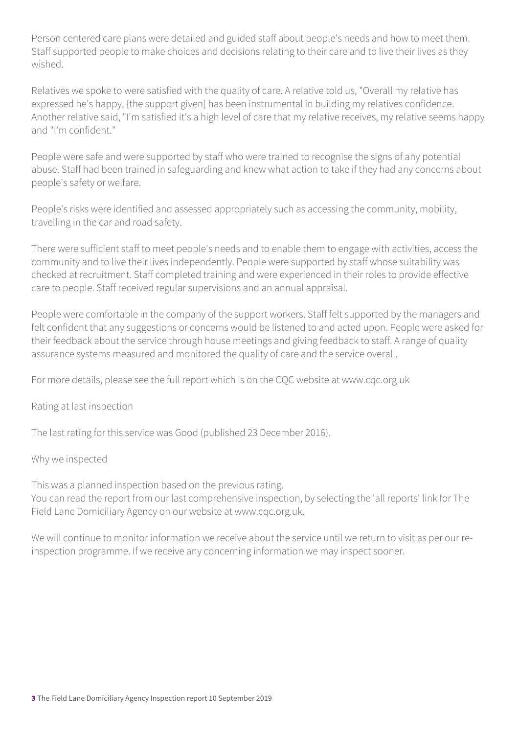Person centered care plans were detailed and guided staff about people's needs and how to meet them. Staff supported people to make choices and decisions relating to their care and to live their lives as they wished.

Relatives we spoke to were satisfied with the quality of care. A relative told us, "Overall my relative has expressed he's happy, {the support given] has been instrumental in building my relatives confidence. Another relative said, "I'm satisfied it's a high level of care that my relative receives, my relative seems happy and "I'm confident."

People were safe and were supported by staff who were trained to recognise the signs of any potential abuse. Staff had been trained in safeguarding and knew what action to take if they had any concerns about people's safety or welfare.

People's risks were identified and assessed appropriately such as accessing the community, mobility, travelling in the car and road safety.

There were sufficient staff to meet people's needs and to enable them to engage with activities, access the community and to live their lives independently. People were supported by staff whose suitability was checked at recruitment. Staff completed training and were experienced in their roles to provide effective care to people. Staff received regular supervisions and an annual appraisal.

People were comfortable in the company of the support workers. Staff felt supported by the managers and felt confident that any suggestions or concerns would be listened to and acted upon. People were asked for their feedback about the service through house meetings and giving feedback to staff. A range of quality assurance systems measured and monitored the quality of care and the service overall.

For more details, please see the full report which is on the CQC website at www.cqc.org.uk

Rating at last inspection

The last rating for this service was Good (published 23 December 2016).

Why we inspected

This was a planned inspection based on the previous rating.
You can read the report from our last comprehensive inspection, by selecting the 'all reports' link for The Field Lane Domiciliary Agency on our website at www.cqc.org.uk.

We will continue to monitor information we receive about the service until we return to visit as per our re-inspection programme. If we receive any concerning information we may inspect sooner.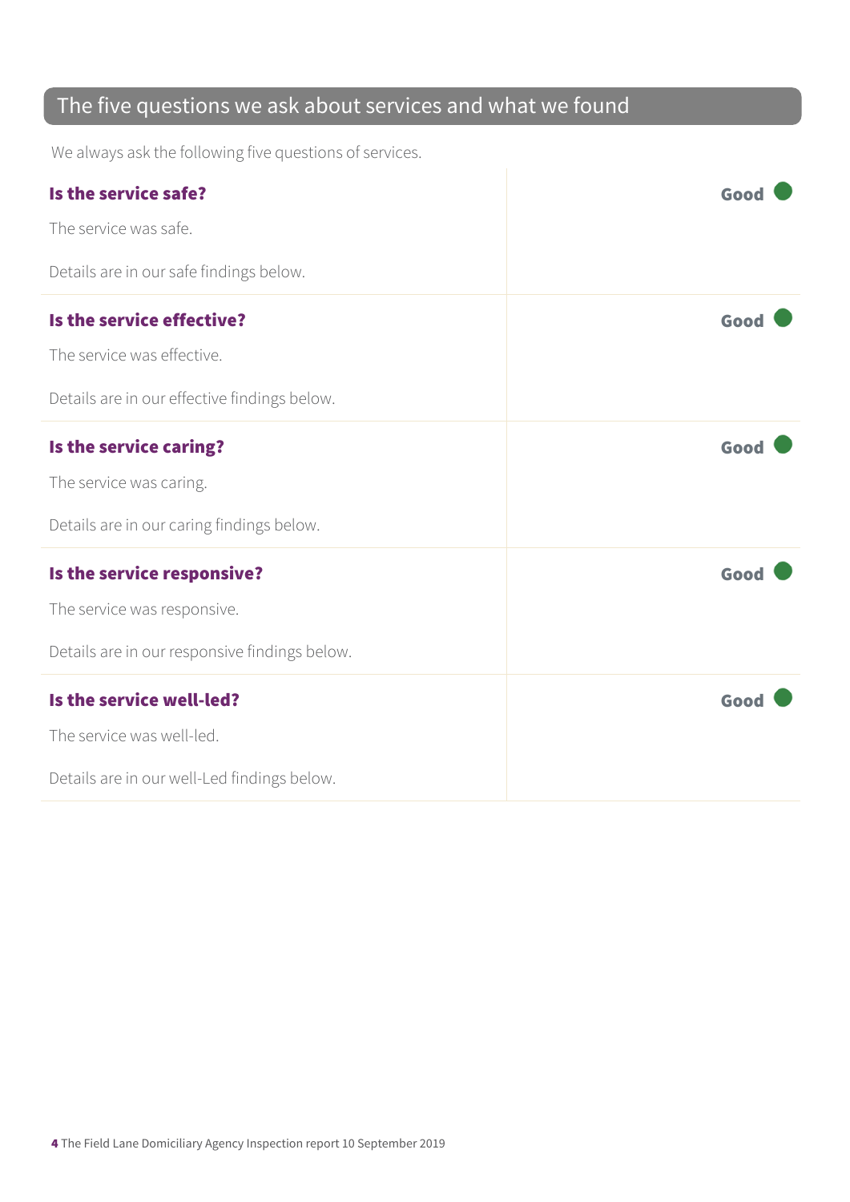## The five questions we ask about services and what we found

We always ask the following five questions of services.

| | |
|---|---|
| **Is the service safe?**<br><br>The service was safe.<br><br>Details are in our safe findings below. | **Good** |
| **Is the service effective?**<br><br>The service was effective.<br><br>Details are in our effective findings below. | **Good** |
| **Is the service caring?**<br><br>The service was caring.<br><br>Details are in our caring findings below. | **Good** |
| **Is the service responsive?**<br><br>The service was responsive.<br><br>Details are in our responsive findings below. | **Good** |
| **Is the service well-led?**<br><br>The service was well-led.<br><br>Details are in our well-Led findings below. | **Good** |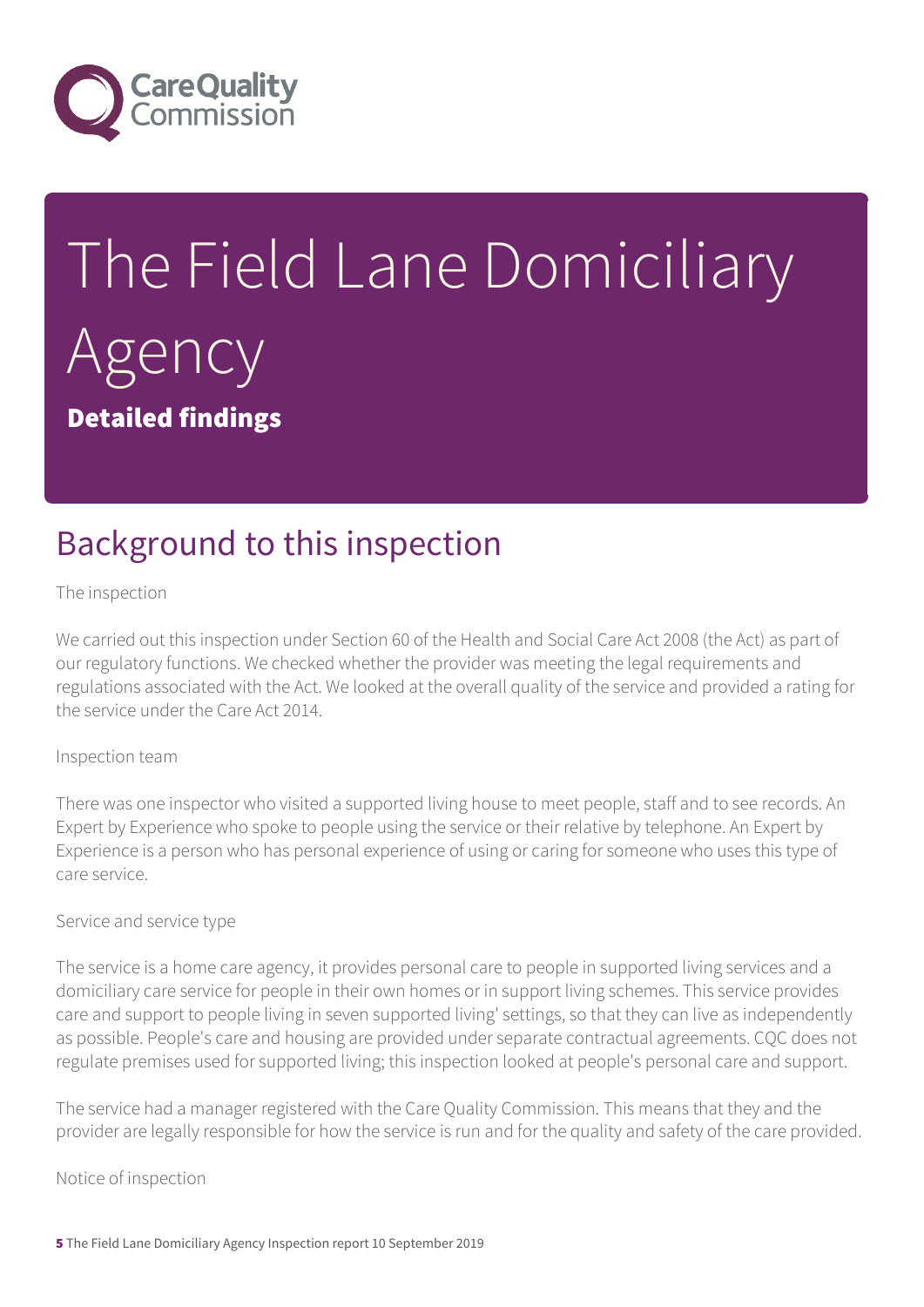# The Field Lane Domiciliary Agency

**Detailed findings**

## Background to this inspection

The inspection

We carried out this inspection under Section 60 of the Health and Social Care Act 2008 (the Act) as part of our regulatory functions. We checked whether the provider was meeting the legal requirements and regulations associated with the Act. We looked at the overall quality of the service and provided a rating for the service under the Care Act 2014.

Inspection team

There was one inspector who visited a supported living house to meet people, staff and to see records. An Expert by Experience who spoke to people using the service or their relative by telephone. An Expert by Experience is a person who has personal experience of using or caring for someone who uses this type of care service.

Service and service type

The service is a home care agency, it provides personal care to people in supported living services and a domiciliary care service for people in their own homes or in support living schemes. This service provides care and support to people living in seven supported living' settings, so that they can live as independently as possible. People's care and housing are provided under separate contractual agreements. CQC does not regulate premises used for supported living; this inspection looked at people's personal care and support.

The service had a manager registered with the Care Quality Commission. This means that they and the provider are legally responsible for how the service is run and for the quality and safety of the care provided.

Notice of inspection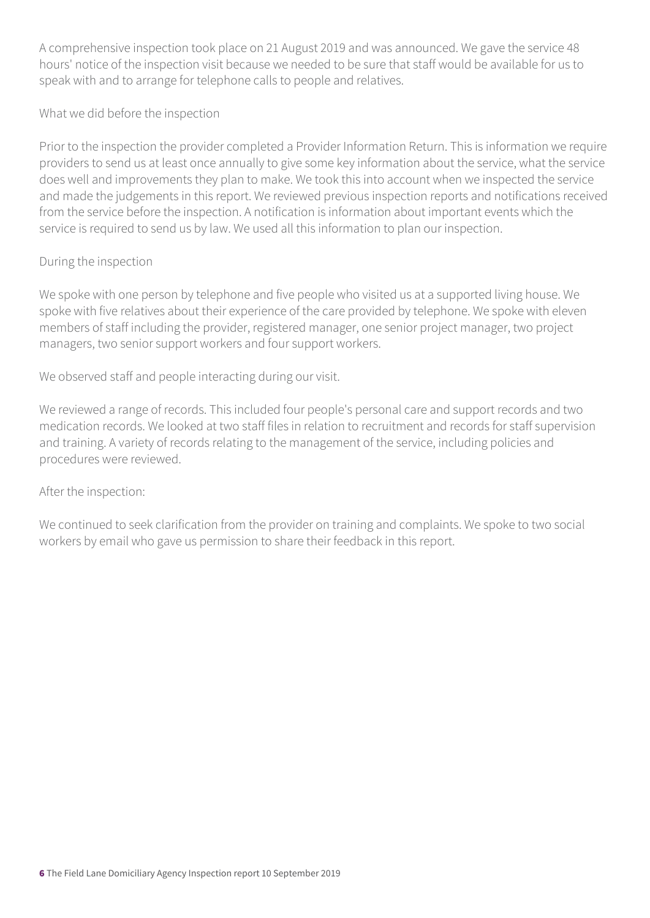A comprehensive inspection took place on 21 August 2019 and was announced. We gave the service 48 hours' notice of the inspection visit because we needed to be sure that staff would be available for us to speak with and to arrange for telephone calls to people and relatives.

What we did before the inspection

Prior to the inspection the provider completed a Provider Information Return. This is information we require providers to send us at least once annually to give some key information about the service, what the service does well and improvements they plan to make. We took this into account when we inspected the service and made the judgements in this report. We reviewed previous inspection reports and notifications received from the service before the inspection. A notification is information about important events which the service is required to send us by law. We used all this information to plan our inspection.

During the inspection

We spoke with one person by telephone and five people who visited us at a supported living house. We spoke with five relatives about their experience of the care provided by telephone. We spoke with eleven members of staff including the provider, registered manager, one senior project manager, two project managers, two senior support workers and four support workers.

We observed staff and people interacting during our visit.

We reviewed a range of records. This included four people's personal care and support records and two medication records. We looked at two staff files in relation to recruitment and records for staff supervision and training. A variety of records relating to the management of the service, including policies and procedures were reviewed.

After the inspection:

We continued to seek clarification from the provider on training and complaints. We spoke to two social workers by email who gave us permission to share their feedback in this report.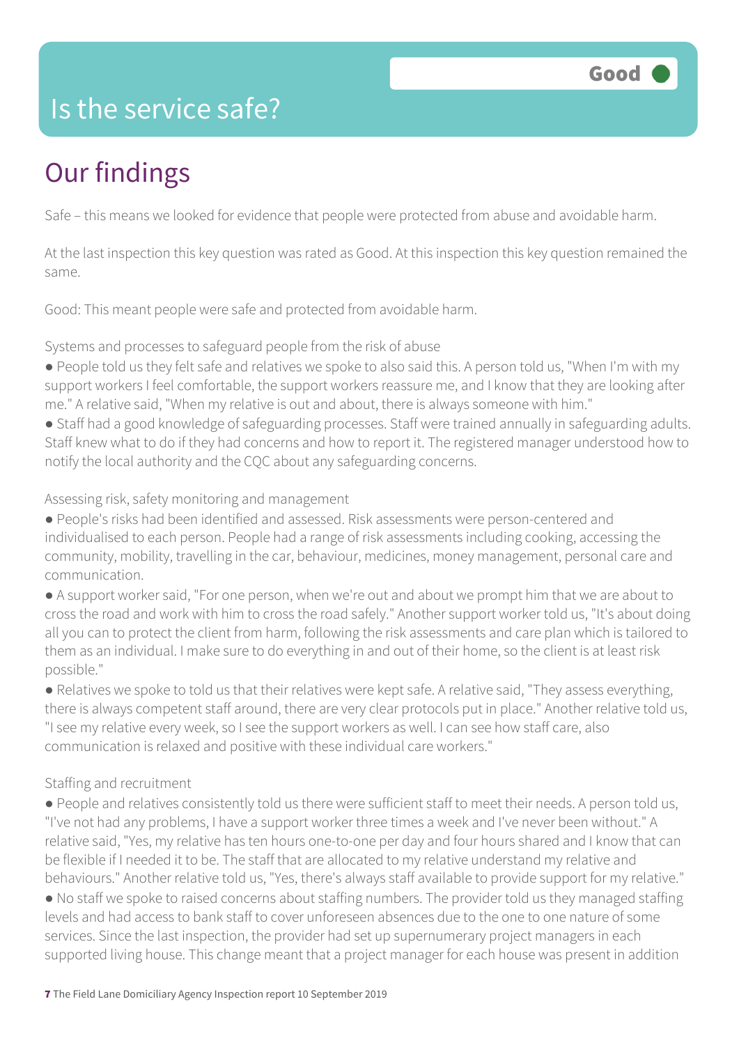# Is the service safe?

**Good** ●

## Our findings

Safe – this means we looked for evidence that people were protected from abuse and avoidable harm.

At the last inspection this key question was rated as Good. At this inspection this key question remained the same.

Good: This meant people were safe and protected from avoidable harm.

Systems and processes to safeguard people from the risk of abuse

- People told us they felt safe and relatives we spoke to also said this. A person told us, "When I'm with my support workers I feel comfortable, the support workers reassure me, and I know that they are looking after me." A relative said, "When my relative is out and about, there is always someone with him."
- Staff had a good knowledge of safeguarding processes. Staff were trained annually in safeguarding adults. Staff knew what to do if they had concerns and how to report it. The registered manager understood how to notify the local authority and the CQC about any safeguarding concerns.

Assessing risk, safety monitoring and management

- People's risks had been identified and assessed. Risk assessments were person-centered and individualised to each person. People had a range of risk assessments including cooking, accessing the community, mobility, travelling in the car, behaviour, medicines, money management, personal care and communication.
- A support worker said, "For one person, when we're out and about we prompt him that we are about to cross the road and work with him to cross the road safely." Another support worker told us, "It's about doing all you can to protect the client from harm, following the risk assessments and care plan which is tailored to them as an individual. I make sure to do everything in and out of their home, so the client is at least risk possible."
- Relatives we spoke to told us that their relatives were kept safe. A relative said, "They assess everything, there is always competent staff around, there are very clear protocols put in place." Another relative told us, "I see my relative every week, so I see the support workers as well. I can see how staff care, also communication is relaxed and positive with these individual care workers."

Staffing and recruitment

- People and relatives consistently told us there were sufficient staff to meet their needs. A person told us, "I've not had any problems, I have a support worker three times a week and I've never been without." A relative said, "Yes, my relative has ten hours one-to-one per day and four hours shared and I know that can be flexible if I needed it to be. The staff that are allocated to my relative understand my relative and behaviours." Another relative told us, "Yes, there's always staff available to provide support for my relative."
- No staff we spoke to raised concerns about staffing numbers. The provider told us they managed staffing levels and had access to bank staff to cover unforeseen absences due to the one to one nature of some services. Since the last inspection, the provider had set up supernumerary project managers in each supported living house. This change meant that a project manager for each house was present in addition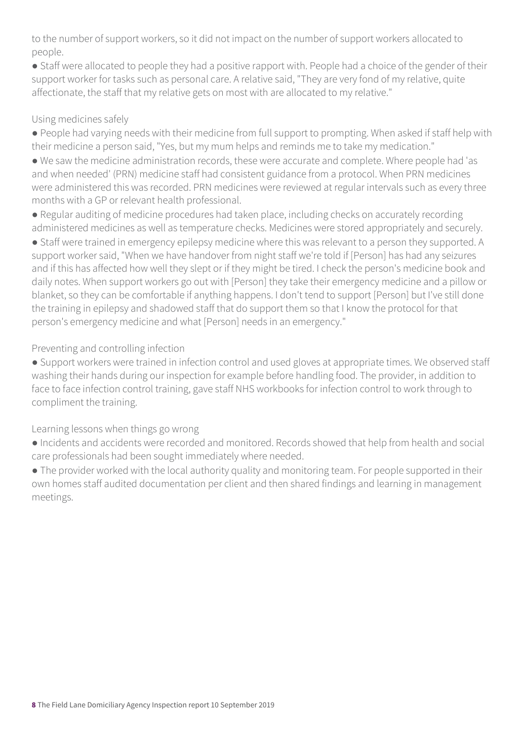to the number of support workers, so it did not impact on the number of support workers allocated to people.

- Staff were allocated to people they had a positive rapport with. People had a choice of the gender of their support worker for tasks such as personal care. A relative said, "They are very fond of my relative, quite affectionate, the staff that my relative gets on most with are allocated to my relative."

Using medicines safely

- People had varying needs with their medicine from full support to prompting. When asked if staff help with their medicine a person said, "Yes, but my mum helps and reminds me to take my medication."
- We saw the medicine administration records, these were accurate and complete. Where people had 'as and when needed' (PRN) medicine staff had consistent guidance from a protocol. When PRN medicines were administered this was recorded. PRN medicines were reviewed at regular intervals such as every three months with a GP or relevant health professional.
- Regular auditing of medicine procedures had taken place, including checks on accurately recording administered medicines as well as temperature checks. Medicines were stored appropriately and securely.
- Staff were trained in emergency epilepsy medicine where this was relevant to a person they supported. A support worker said, "When we have handover from night staff we're told if [Person] has had any seizures and if this has affected how well they slept or if they might be tired. I check the person's medicine book and daily notes. When support workers go out with [Person] they take their emergency medicine and a pillow or blanket, so they can be comfortable if anything happens. I don't tend to support [Person] but I've still done the training in epilepsy and shadowed staff that do support them so that I know the protocol for that person's emergency medicine and what [Person] needs in an emergency."

Preventing and controlling infection

- Support workers were trained in infection control and used gloves at appropriate times. We observed staff washing their hands during our inspection for example before handling food. The provider, in addition to face to face infection control training, gave staff NHS workbooks for infection control to work through to compliment the training.

Learning lessons when things go wrong

- Incidents and accidents were recorded and monitored. Records showed that help from health and social care professionals had been sought immediately where needed.
- The provider worked with the local authority quality and monitoring team. For people supported in their own homes staff audited documentation per client and then shared findings and learning in management meetings.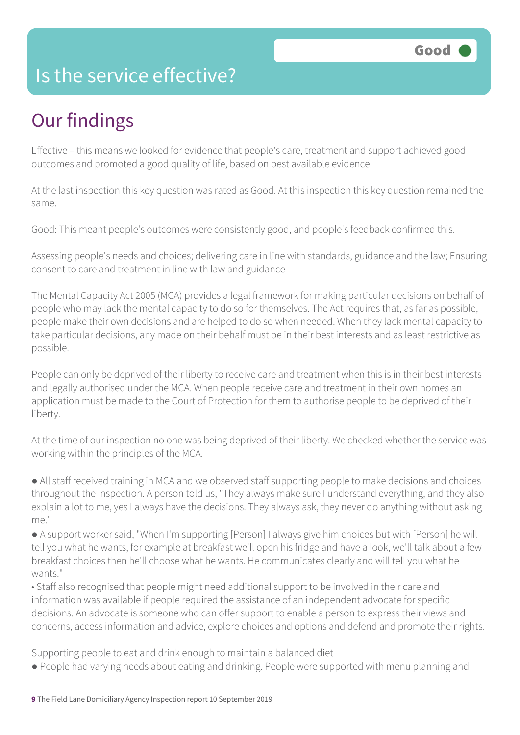# Is the service effective?

Good

## Our findings

Effective – this means we looked for evidence that people's care, treatment and support achieved good outcomes and promoted a good quality of life, based on best available evidence.

At the last inspection this key question was rated as Good. At this inspection this key question remained the same.

Good: This meant people's outcomes were consistently good, and people's feedback confirmed this.

Assessing people's needs and choices; delivering care in line with standards, guidance and the law; Ensuring consent to care and treatment in line with law and guidance

The Mental Capacity Act 2005 (MCA) provides a legal framework for making particular decisions on behalf of people who may lack the mental capacity to do so for themselves. The Act requires that, as far as possible, people make their own decisions and are helped to do so when needed. When they lack mental capacity to take particular decisions, any made on their behalf must be in their best interests and as least restrictive as possible.

People can only be deprived of their liberty to receive care and treatment when this is in their best interests and legally authorised under the MCA. When people receive care and treatment in their own homes an application must be made to the Court of Protection for them to authorise people to be deprived of their liberty.

At the time of our inspection no one was being deprived of their liberty. We checked whether the service was working within the principles of the MCA.

- All staff received training in MCA and we observed staff supporting people to make decisions and choices throughout the inspection. A person told us, "They always make sure I understand everything, and they also explain a lot to me, yes I always have the decisions. They always ask, they never do anything without asking me."
- A support worker said, "When I'm supporting [Person] I always give him choices but with [Person] he will tell you what he wants, for example at breakfast we'll open his fridge and have a look, we'll talk about a few breakfast choices then he'll choose what he wants. He communicates clearly and will tell you what he wants."
- Staff also recognised that people might need additional support to be involved in their care and information was available if people required the assistance of an independent advocate for specific decisions. An advocate is someone who can offer support to enable a person to express their views and concerns, access information and advice, explore choices and options and defend and promote their rights.

Supporting people to eat and drink enough to maintain a balanced diet

- People had varying needs about eating and drinking. People were supported with menu planning and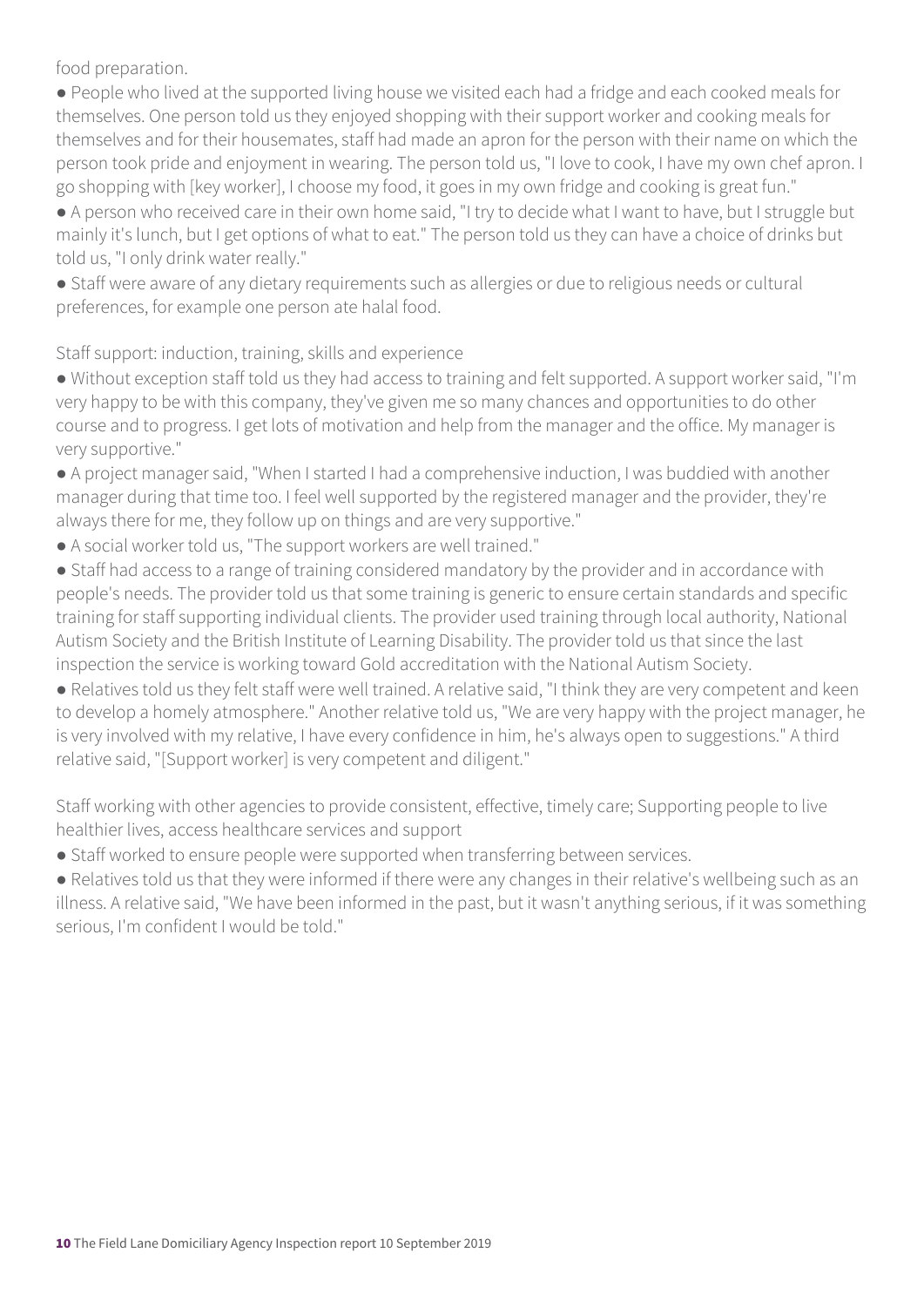food preparation.

- People who lived at the supported living house we visited each had a fridge and each cooked meals for themselves. One person told us they enjoyed shopping with their support worker and cooking meals for themselves and for their housemates, staff had made an apron for the person with their name on which the person took pride and enjoyment in wearing. The person told us, "I love to cook, I have my own chef apron. I go shopping with [key worker], I choose my food, it goes in my own fridge and cooking is great fun."
- A person who received care in their own home said, "I try to decide what I want to have, but I struggle but mainly it's lunch, but I get options of what to eat." The person told us they can have a choice of drinks but told us, "I only drink water really."
- Staff were aware of any dietary requirements such as allergies or due to religious needs or cultural preferences, for example one person ate halal food.

Staff support: induction, training, skills and experience

- Without exception staff told us they had access to training and felt supported. A support worker said, "I'm very happy to be with this company, they've given me so many chances and opportunities to do other course and to progress. I get lots of motivation and help from the manager and the office. My manager is very supportive."
- A project manager said, "When I started I had a comprehensive induction, I was buddied with another manager during that time too. I feel well supported by the registered manager and the provider, they're always there for me, they follow up on things and are very supportive."
- A social worker told us, "The support workers are well trained."
- Staff had access to a range of training considered mandatory by the provider and in accordance with people's needs. The provider told us that some training is generic to ensure certain standards and specific training for staff supporting individual clients. The provider used training through local authority, National Autism Society and the British Institute of Learning Disability. The provider told us that since the last inspection the service is working toward Gold accreditation with the National Autism Society.
- Relatives told us they felt staff were well trained. A relative said, "I think they are very competent and keen to develop a homely atmosphere." Another relative told us, "We are very happy with the project manager, he is very involved with my relative, I have every confidence in him, he's always open to suggestions." A third relative said, "[Support worker] is very competent and diligent."

Staff working with other agencies to provide consistent, effective, timely care; Supporting people to live healthier lives, access healthcare services and support

- Staff worked to ensure people were supported when transferring between services.
- Relatives told us that they were informed if there were any changes in their relative's wellbeing such as an illness. A relative said, "We have been informed in the past, but it wasn't anything serious, if it was something serious, I'm confident I would be told."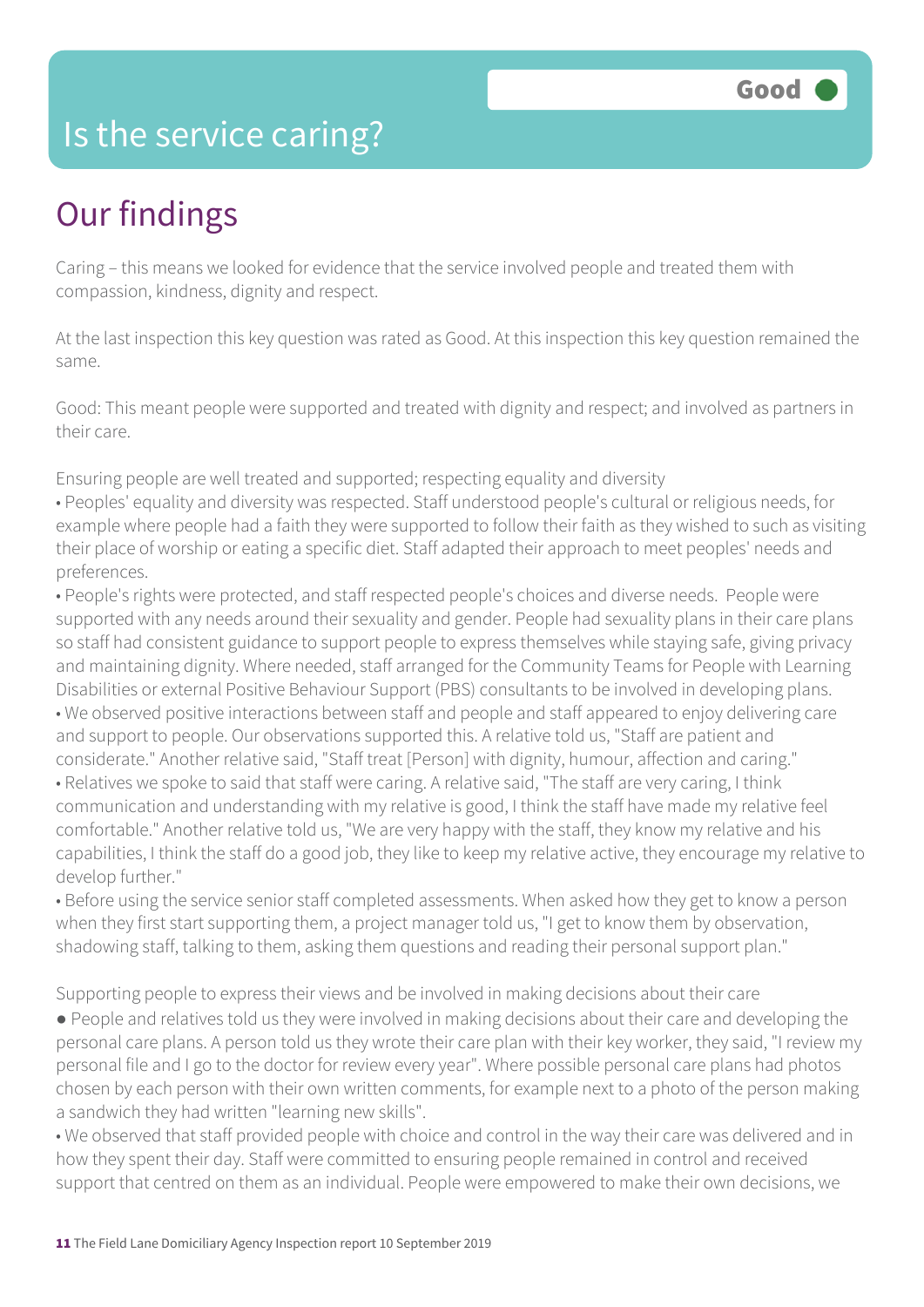# Is the service caring?

Good

## Our findings

Caring – this means we looked for evidence that the service involved people and treated them with compassion, kindness, dignity and respect.

At the last inspection this key question was rated as Good. At this inspection this key question remained the same.

Good: This meant people were supported and treated with dignity and respect; and involved as partners in their care.

Ensuring people are well treated and supported; respecting equality and diversity

- Peoples' equality and diversity was respected. Staff understood people's cultural or religious needs, for example where people had a faith they were supported to follow their faith as they wished to such as visiting their place of worship or eating a specific diet. Staff adapted their approach to meet peoples' needs and preferences.
- People's rights were protected, and staff respected people's choices and diverse needs. People were supported with any needs around their sexuality and gender. People had sexuality plans in their care plans so staff had consistent guidance to support people to express themselves while staying safe, giving privacy and maintaining dignity. Where needed, staff arranged for the Community Teams for People with Learning Disabilities or external Positive Behaviour Support (PBS) consultants to be involved in developing plans.
- We observed positive interactions between staff and people and staff appeared to enjoy delivering care and support to people. Our observations supported this. A relative told us, "Staff are patient and considerate." Another relative said, "Staff treat [Person] with dignity, humour, affection and caring."
- Relatives we spoke to said that staff were caring. A relative said, "The staff are very caring, I think communication and understanding with my relative is good, I think the staff have made my relative feel comfortable." Another relative told us, "We are very happy with the staff, they know my relative and his capabilities, I think the staff do a good job, they like to keep my relative active, they encourage my relative to develop further."
- Before using the service senior staff completed assessments. When asked how they get to know a person when they first start supporting them, a project manager told us, "I get to know them by observation, shadowing staff, talking to them, asking them questions and reading their personal support plan."

Supporting people to express their views and be involved in making decisions about their care

- People and relatives told us they were involved in making decisions about their care and developing the personal care plans. A person told us they wrote their care plan with their key worker, they said, "I review my personal file and I go to the doctor for review every year". Where possible personal care plans had photos chosen by each person with their own written comments, for example next to a photo of the person making a sandwich they had written "learning new skills".
- We observed that staff provided people with choice and control in the way their care was delivered and in how they spent their day. Staff were committed to ensuring people remained in control and received support that centred on them as an individual. People were empowered to make their own decisions, we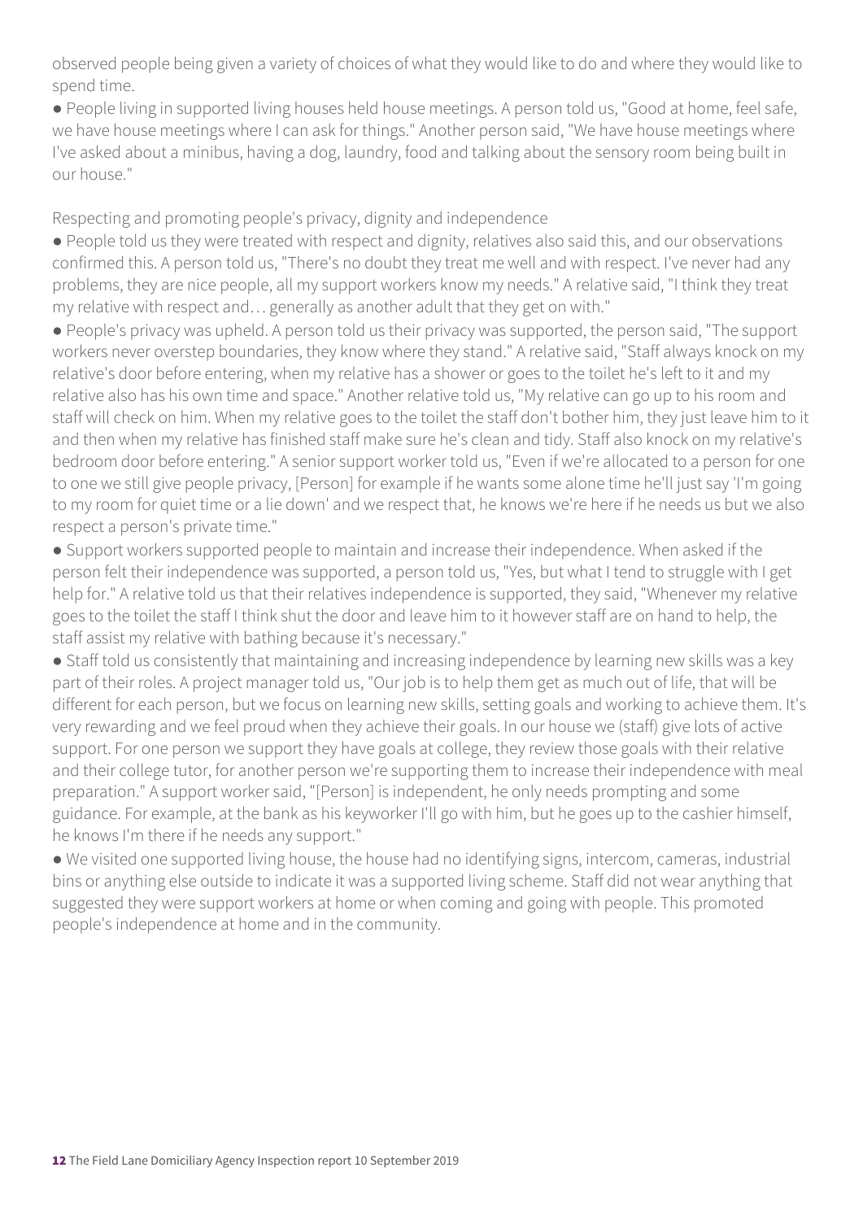observed people being given a variety of choices of what they would like to do and where they would like to spend time.

- People living in supported living houses held house meetings. A person told us, "Good at home, feel safe, we have house meetings where I can ask for things." Another person said, "We have house meetings where I've asked about a minibus, having a dog, laundry, food and talking about the sensory room being built in our house."

Respecting and promoting people's privacy, dignity and independence

- People told us they were treated with respect and dignity, relatives also said this, and our observations confirmed this. A person told us, "There's no doubt they treat me well and with respect. I've never had any problems, they are nice people, all my support workers know my needs." A relative said, "I think they treat my relative with respect and… generally as another adult that they get on with."
- People's privacy was upheld. A person told us their privacy was supported, the person said, "The support workers never overstep boundaries, they know where they stand." A relative said, "Staff always knock on my relative's door before entering, when my relative has a shower or goes to the toilet he's left to it and my relative also has his own time and space." Another relative told us, "My relative can go up to his room and staff will check on him. When my relative goes to the toilet the staff don't bother him, they just leave him to it and then when my relative has finished staff make sure he's clean and tidy. Staff also knock on my relative's bedroom door before entering." A senior support worker told us, "Even if we're allocated to a person for one to one we still give people privacy, [Person] for example if he wants some alone time he'll just say 'I'm going to my room for quiet time or a lie down' and we respect that, he knows we're here if he needs us but we also respect a person's private time."
- Support workers supported people to maintain and increase their independence. When asked if the person felt their independence was supported, a person told us, "Yes, but what I tend to struggle with I get help for." A relative told us that their relatives independence is supported, they said, "Whenever my relative goes to the toilet the staff I think shut the door and leave him to it however staff are on hand to help, the staff assist my relative with bathing because it's necessary."
- Staff told us consistently that maintaining and increasing independence by learning new skills was a key part of their roles. A project manager told us, "Our job is to help them get as much out of life, that will be different for each person, but we focus on learning new skills, setting goals and working to achieve them. It's very rewarding and we feel proud when they achieve their goals. In our house we (staff) give lots of active support. For one person we support they have goals at college, they review those goals with their relative and their college tutor, for another person we're supporting them to increase their independence with meal preparation." A support worker said, "[Person] is independent, he only needs prompting and some guidance. For example, at the bank as his keyworker I'll go with him, but he goes up to the cashier himself, he knows I'm there if he needs any support."
- We visited one supported living house, the house had no identifying signs, intercom, cameras, industrial bins or anything else outside to indicate it was a supported living scheme. Staff did not wear anything that suggested they were support workers at home or when coming and going with people. This promoted people's independence at home and in the community.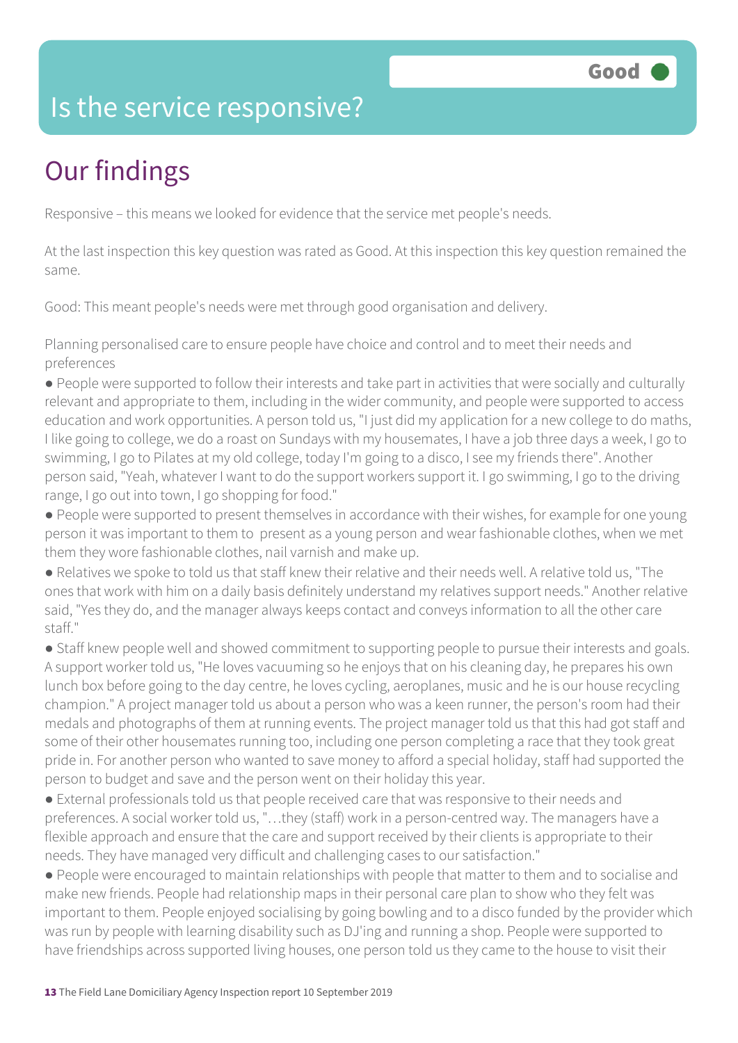# Is the service responsive?

**Good**

## Our findings

Responsive – this means we looked for evidence that the service met people's needs.

At the last inspection this key question was rated as Good. At this inspection this key question remained the same.

Good: This meant people's needs were met through good organisation and delivery.

Planning personalised care to ensure people have choice and control and to meet their needs and preferences

- People were supported to follow their interests and take part in activities that were socially and culturally relevant and appropriate to them, including in the wider community, and people were supported to access education and work opportunities. A person told us, "I just did my application for a new college to do maths, I like going to college, we do a roast on Sundays with my housemates, I have a job three days a week, I go to swimming, I go to Pilates at my old college, today I'm going to a disco, I see my friends there". Another person said, "Yeah, whatever I want to do the support workers support it. I go swimming, I go to the driving range, I go out into town, I go shopping for food."
- People were supported to present themselves in accordance with their wishes, for example for one young person it was important to them to present as a young person and wear fashionable clothes, when we met them they wore fashionable clothes, nail varnish and make up.
- Relatives we spoke to told us that staff knew their relative and their needs well. A relative told us, "The ones that work with him on a daily basis definitely understand my relatives support needs." Another relative said, "Yes they do, and the manager always keeps contact and conveys information to all the other care staff."
- Staff knew people well and showed commitment to supporting people to pursue their interests and goals. A support worker told us, "He loves vacuuming so he enjoys that on his cleaning day, he prepares his own lunch box before going to the day centre, he loves cycling, aeroplanes, music and he is our house recycling champion." A project manager told us about a person who was a keen runner, the person's room had their medals and photographs of them at running events. The project manager told us that this had got staff and some of their other housemates running too, including one person completing a race that they took great pride in. For another person who wanted to save money to afford a special holiday, staff had supported the person to budget and save and the person went on their holiday this year.
- External professionals told us that people received care that was responsive to their needs and preferences. A social worker told us, "…they (staff) work in a person-centred way. The managers have a flexible approach and ensure that the care and support received by their clients is appropriate to their needs. They have managed very difficult and challenging cases to our satisfaction."
- People were encouraged to maintain relationships with people that matter to them and to socialise and make new friends. People had relationship maps in their personal care plan to show who they felt was important to them. People enjoyed socialising by going bowling and to a disco funded by the provider which was run by people with learning disability such as DJ'ing and running a shop. People were supported to have friendships across supported living houses, one person told us they came to the house to visit their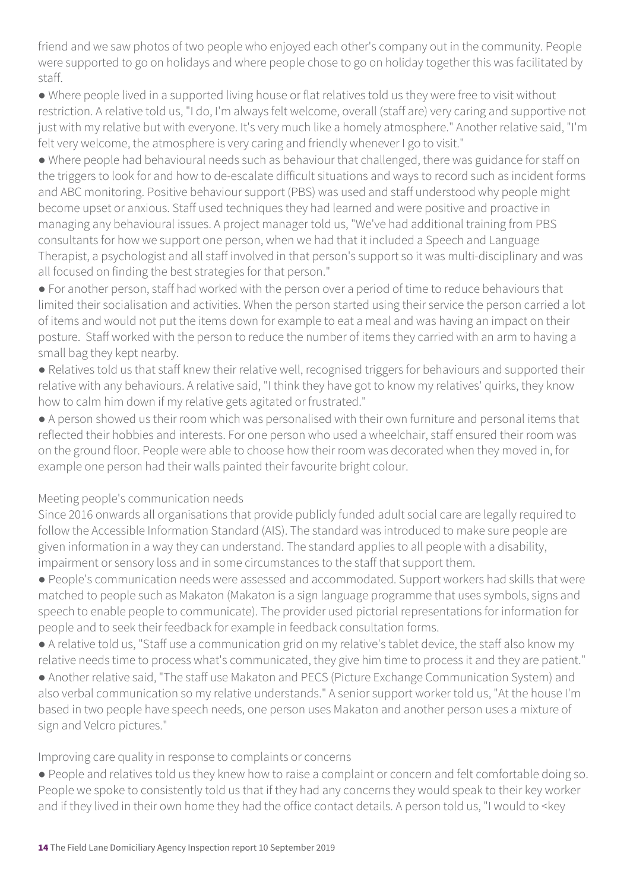friend and we saw photos of two people who enjoyed each other's company out in the community. People were supported to go on holidays and where people chose to go on holiday together this was facilitated by staff.

- Where people lived in a supported living house or flat relatives told us they were free to visit without restriction. A relative told us, "I do, I'm always felt welcome, overall (staff are) very caring and supportive not just with my relative but with everyone. It's very much like a homely atmosphere." Another relative said, "I'm felt very welcome, the atmosphere is very caring and friendly whenever I go to visit."
- Where people had behavioural needs such as behaviour that challenged, there was guidance for staff on the triggers to look for and how to de-escalate difficult situations and ways to record such as incident forms and ABC monitoring. Positive behaviour support (PBS) was used and staff understood why people might become upset or anxious. Staff used techniques they had learned and were positive and proactive in managing any behavioural issues. A project manager told us, "We've had additional training from PBS consultants for how we support one person, when we had that it included a Speech and Language Therapist, a psychologist and all staff involved in that person's support so it was multi-disciplinary and was all focused on finding the best strategies for that person."
- For another person, staff had worked with the person over a period of time to reduce behaviours that limited their socialisation and activities. When the person started using their service the person carried a lot of items and would not put the items down for example to eat a meal and was having an impact on their posture. Staff worked with the person to reduce the number of items they carried with an arm to having a small bag they kept nearby.
- Relatives told us that staff knew their relative well, recognised triggers for behaviours and supported their relative with any behaviours. A relative said, "I think they have got to know my relatives' quirks, they know how to calm him down if my relative gets agitated or frustrated."
- A person showed us their room which was personalised with their own furniture and personal items that reflected their hobbies and interests. For one person who used a wheelchair, staff ensured their room was on the ground floor. People were able to choose how their room was decorated when they moved in, for example one person had their walls painted their favourite bright colour.

Meeting people's communication needs

Since 2016 onwards all organisations that provide publicly funded adult social care are legally required to follow the Accessible Information Standard (AIS). The standard was introduced to make sure people are given information in a way they can understand. The standard applies to all people with a disability, impairment or sensory loss and in some circumstances to the staff that support them.

- People's communication needs were assessed and accommodated. Support workers had skills that were matched to people such as Makaton (Makaton is a sign language programme that uses symbols, signs and speech to enable people to communicate). The provider used pictorial representations for information for people and to seek their feedback for example in feedback consultation forms.
- A relative told us, "Staff use a communication grid on my relative's tablet device, the staff also know my relative needs time to process what's communicated, they give him time to process it and they are patient."
- Another relative said, "The staff use Makaton and PECS (Picture Exchange Communication System) and also verbal communication so my relative understands." A senior support worker told us, "At the house I'm based in two people have speech needs, one person uses Makaton and another person uses a mixture of sign and Velcro pictures."

Improving care quality in response to complaints or concerns

- People and relatives told us they knew how to raise a complaint or concern and felt comfortable doing so. People we spoke to consistently told us that if they had any concerns they would speak to their key worker and if they lived in their own home they had the office contact details. A person told us, "I would to <key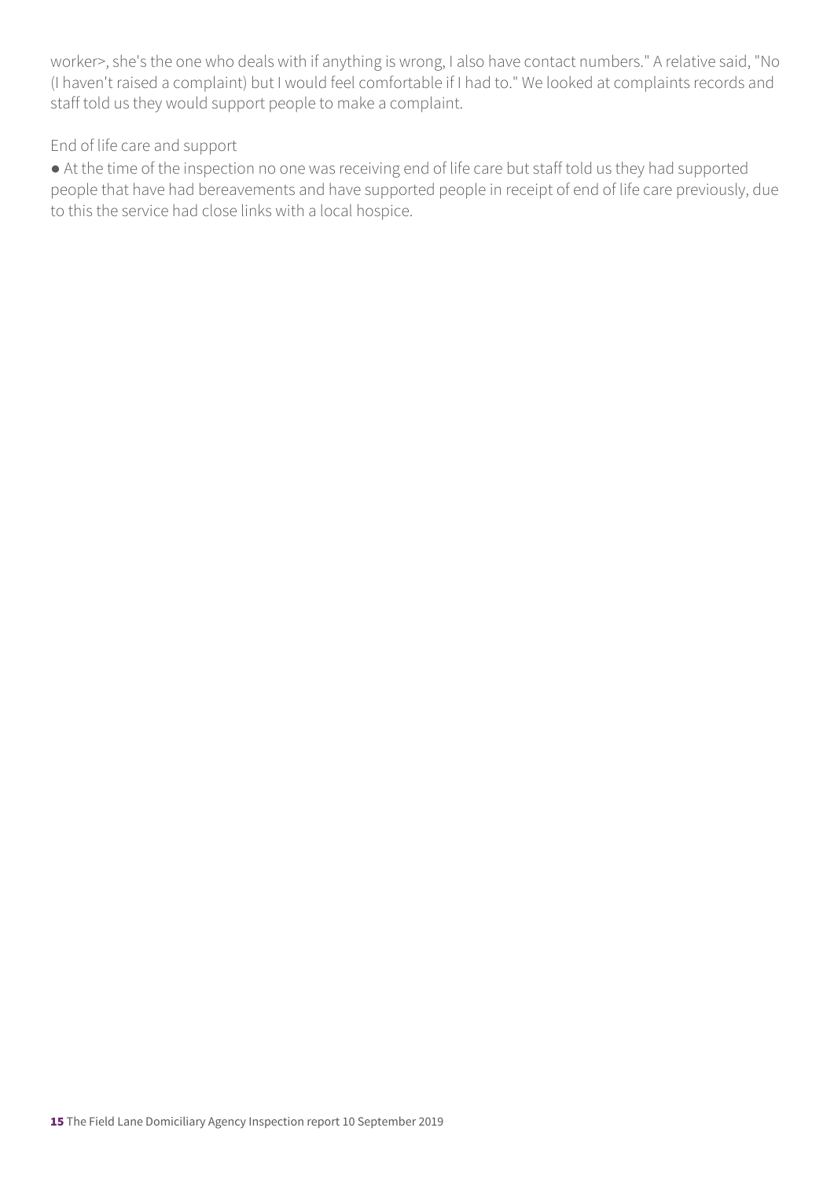worker>, she's the one who deals with if anything is wrong, I also have contact numbers." A relative said, "No (I haven't raised a complaint) but I would feel comfortable if I had to." We looked at complaints records and staff told us they would support people to make a complaint.

End of life care and support

- At the time of the inspection no one was receiving end of life care but staff told us they had supported people that have had bereavements and have supported people in receipt of end of life care previously, due to this the service had close links with a local hospice.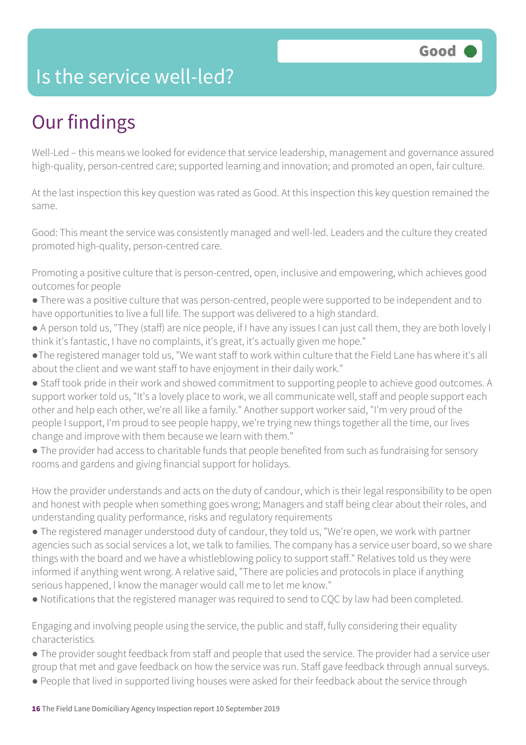# Is the service well-led?

**Good**

## Our findings

Well-Led – this means we looked for evidence that service leadership, management and governance assured high-quality, person-centred care; supported learning and innovation; and promoted an open, fair culture.

At the last inspection this key question was rated as Good. At this inspection this key question remained the same.

Good: This meant the service was consistently managed and well-led. Leaders and the culture they created promoted high-quality, person-centred care.

Promoting a positive culture that is person-centred, open, inclusive and empowering, which achieves good outcomes for people

- There was a positive culture that was person-centred, people were supported to be independent and to have opportunities to live a full life. The support was delivered to a high standard.
- A person told us, "They (staff) are nice people, if I have any issues I can just call them, they are both lovely I think it's fantastic, I have no complaints, it's great, it's actually given me hope."
- The registered manager told us, "We want staff to work within culture that the Field Lane has where it's all about the client and we want staff to have enjoyment in their daily work."
- Staff took pride in their work and showed commitment to supporting people to achieve good outcomes. A support worker told us, "It's a lovely place to work, we all communicate well, staff and people support each other and help each other, we're all like a family." Another support worker said, "I'm very proud of the people I support, I'm proud to see people happy, we're trying new things together all the time, our lives change and improve with them because we learn with them."
- The provider had access to charitable funds that people benefited from such as fundraising for sensory rooms and gardens and giving financial support for holidays.

How the provider understands and acts on the duty of candour, which is their legal responsibility to be open and honest with people when something goes wrong; Managers and staff being clear about their roles, and understanding quality performance, risks and regulatory requirements

- The registered manager understood duty of candour, they told us, "We're open, we work with partner agencies such as social services a lot, we talk to families. The company has a service user board, so we share things with the board and we have a whistleblowing policy to support staff." Relatives told us they were informed if anything went wrong. A relative said, "There are policies and protocols in place if anything serious happened, I know the manager would call me to let me know."
- Notifications that the registered manager was required to send to CQC by law had been completed.

Engaging and involving people using the service, the public and staff, fully considering their equality characteristics

- The provider sought feedback from staff and people that used the service. The provider had a service user group that met and gave feedback on how the service was run. Staff gave feedback through annual surveys.
- People that lived in supported living houses were asked for their feedback about the service through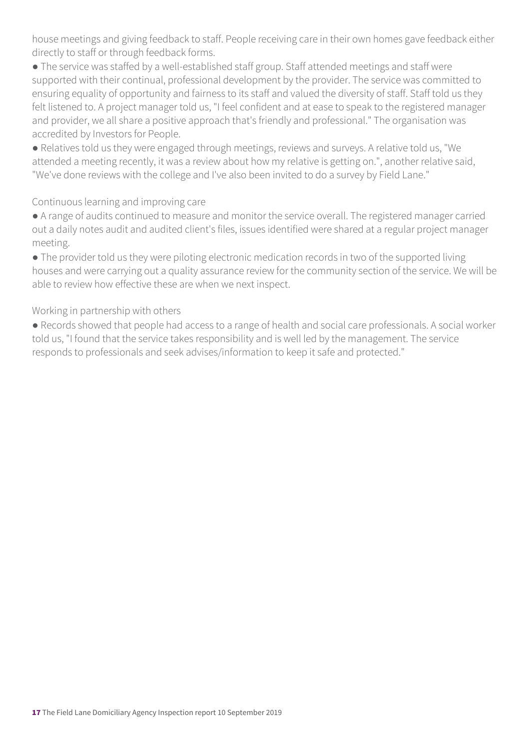house meetings and giving feedback to staff. People receiving care in their own homes gave feedback either directly to staff or through feedback forms.

- The service was staffed by a well-established staff group. Staff attended meetings and staff were supported with their continual, professional development by the provider. The service was committed to ensuring equality of opportunity and fairness to its staff and valued the diversity of staff. Staff told us they felt listened to. A project manager told us, "I feel confident and at ease to speak to the registered manager and provider, we all share a positive approach that's friendly and professional." The organisation was accredited by Investors for People.
- Relatives told us they were engaged through meetings, reviews and surveys. A relative told us, "We attended a meeting recently, it was a review about how my relative is getting on.", another relative said, "We've done reviews with the college and I've also been invited to do a survey by Field Lane."

Continuous learning and improving care

- A range of audits continued to measure and monitor the service overall. The registered manager carried out a daily notes audit and audited client's files, issues identified were shared at a regular project manager meeting.
- The provider told us they were piloting electronic medication records in two of the supported living houses and were carrying out a quality assurance review for the community section of the service. We will be able to review how effective these are when we next inspect.

Working in partnership with others

- Records showed that people had access to a range of health and social care professionals. A social worker told us, "I found that the service takes responsibility and is well led by the management. The service responds to professionals and seek advises/information to keep it safe and protected."